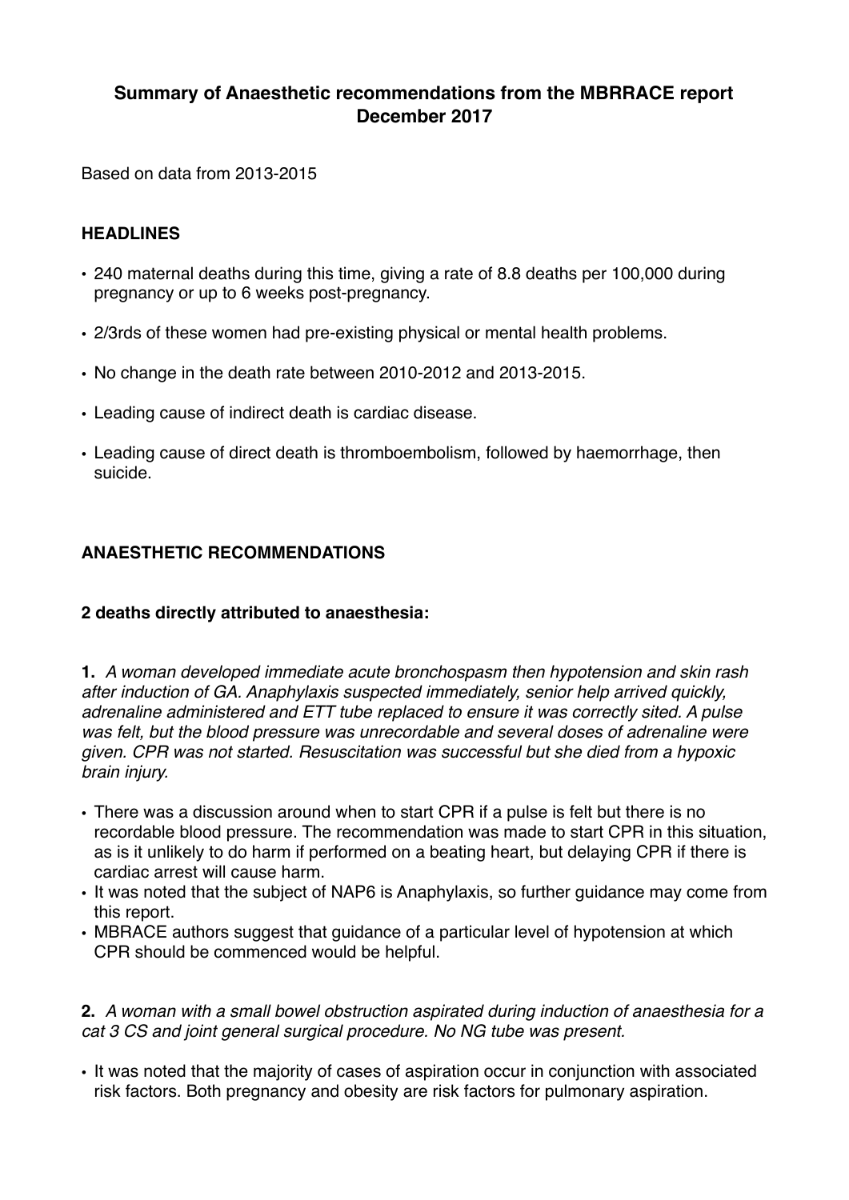**Summary of Anaesthetic recommendations from the MBRRACE report December 2017**

Based on data from 2013-2015

**HEADLINES**

- 240 maternal deaths during this time, giving a rate of 8.8 deaths per 100,000 during pregnancy or up to 6 weeks post-pregnancy.
- 2/3rds of these women had pre-existing physical or mental health problems.
- No change in the death rate between 2010-2012 and 2013-2015.
- Leading cause of indirect death is cardiac disease.
- Leading cause of direct death is thromboembolism, followed by haemorrhage, then suicide.

**ANAESTHETIC RECOMMENDATIONS**

**2 deaths directly attributed to anaesthesia:**

**1.** *A woman developed immediate acute bronchospasm then hypotension and skin rash after induction of GA. Anaphylaxis suspected immediately, senior help arrived quickly, adrenaline administered and ETT tube replaced to ensure it was correctly sited. A pulse was felt, but the blood pressure was unrecordable and several doses of adrenaline were given. CPR was not started. Resuscitation was successful but she died from a hypoxic brain injury.*

- There was a discussion around when to start CPR if a pulse is felt but there is no recordable blood pressure. The recommendation was made to start CPR in this situation, as is it unlikely to do harm if performed on a beating heart, but delaying CPR if there is cardiac arrest will cause harm.
- It was noted that the subject of NAP6 is Anaphylaxis, so further guidance may come from this report.
- MBRACE authors suggest that guidance of a particular level of hypotension at which CPR should be commenced would be helpful.

**2.** *A woman with a small bowel obstruction aspirated during induction of anaesthesia for a cat 3 CS and joint general surgical procedure. No NG tube was present.*

- It was noted that the majority of cases of aspiration occur in conjunction with associated risk factors. Both pregnancy and obesity are risk factors for pulmonary aspiration.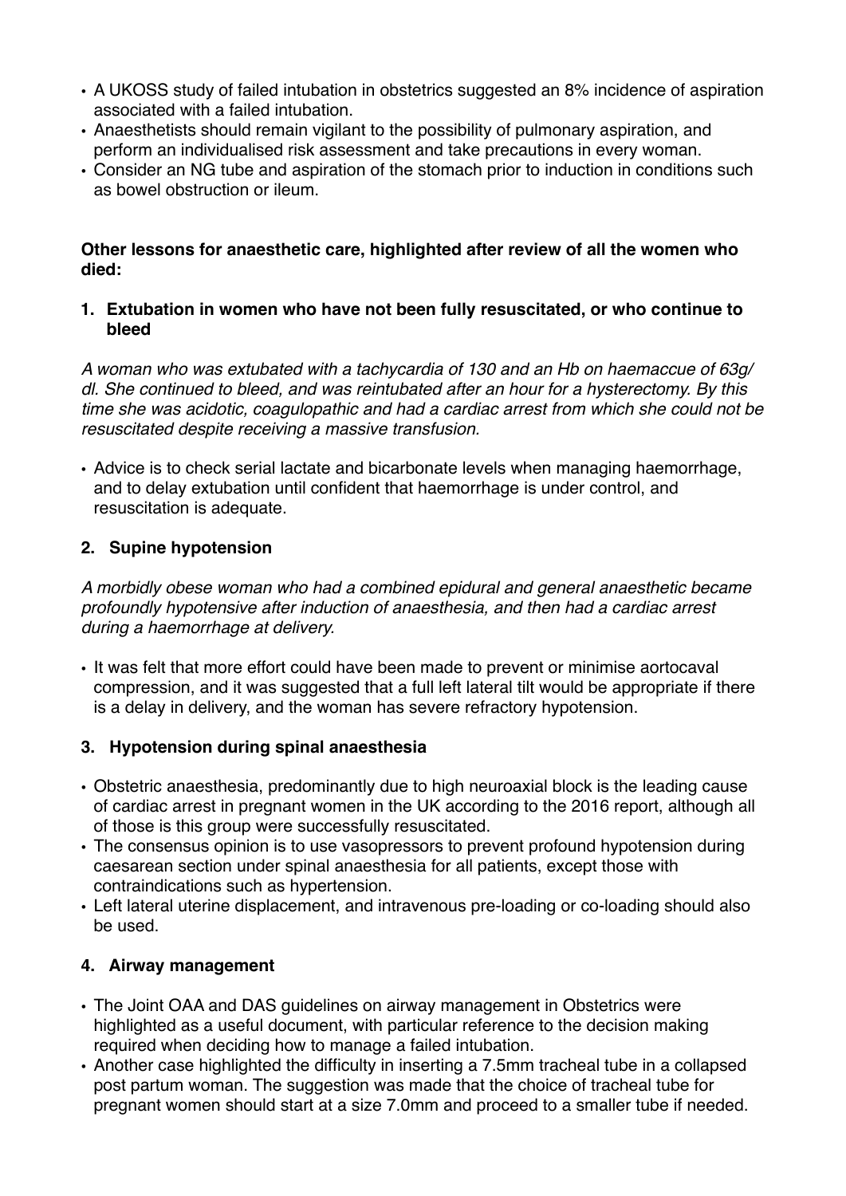- A UKOSS study of failed intubation in obstetrics suggested an 8% incidence of aspiration associated with a failed intubation.
- Anaesthetists should remain vigilant to the possibility of pulmonary aspiration, and perform an individualised risk assessment and take precautions in every woman.
- Consider an NG tube and aspiration of the stomach prior to induction in conditions such as bowel obstruction or ileum.

**Other lessons for anaesthetic care, highlighted after review of all the women who died:**

1. **Extubation in women who have not been fully resuscitated, or who continue to bleed**

*A woman who was extubated with a tachycardia of 130 and an Hb on haemaccue of 63g/dl. She continued to bleed, and was reintubated after an hour for a hysterectomy. By this time she was acidotic, coagulopathic and had a cardiac arrest from which she could not be resuscitated despite receiving a massive transfusion.*

- Advice is to check serial lactate and bicarbonate levels when managing haemorrhage, and to delay extubation until confident that haemorrhage is under control, and resuscitation is adequate.

2. **Supine hypotension**

*A morbidly obese woman who had a combined epidural and general anaesthetic became profoundly hypotensive after induction of anaesthesia, and then had a cardiac arrest during a haemorrhage at delivery.*

- It was felt that more effort could have been made to prevent or minimise aortocaval compression, and it was suggested that a full left lateral tilt would be appropriate if there is a delay in delivery, and the woman has severe refractory hypotension.

3. **Hypotension during spinal anaesthesia**

- Obstetric anaesthesia, predominantly due to high neuroaxial block is the leading cause of cardiac arrest in pregnant women in the UK according to the 2016 report, although all of those is this group were successfully resuscitated.
- The consensus opinion is to use vasopressors to prevent profound hypotension during caesarean section under spinal anaesthesia for all patients, except those with contraindications such as hypertension.
- Left lateral uterine displacement, and intravenous pre-loading or co-loading should also be used.

4. **Airway management**

- The Joint OAA and DAS guidelines on airway management in Obstetrics were highlighted as a useful document, with particular reference to the decision making required when deciding how to manage a failed intubation.
- Another case highlighted the difficulty in inserting a 7.5mm tracheal tube in a collapsed post partum woman. The suggestion was made that the choice of tracheal tube for pregnant women should start at a size 7.0mm and proceed to a smaller tube if needed.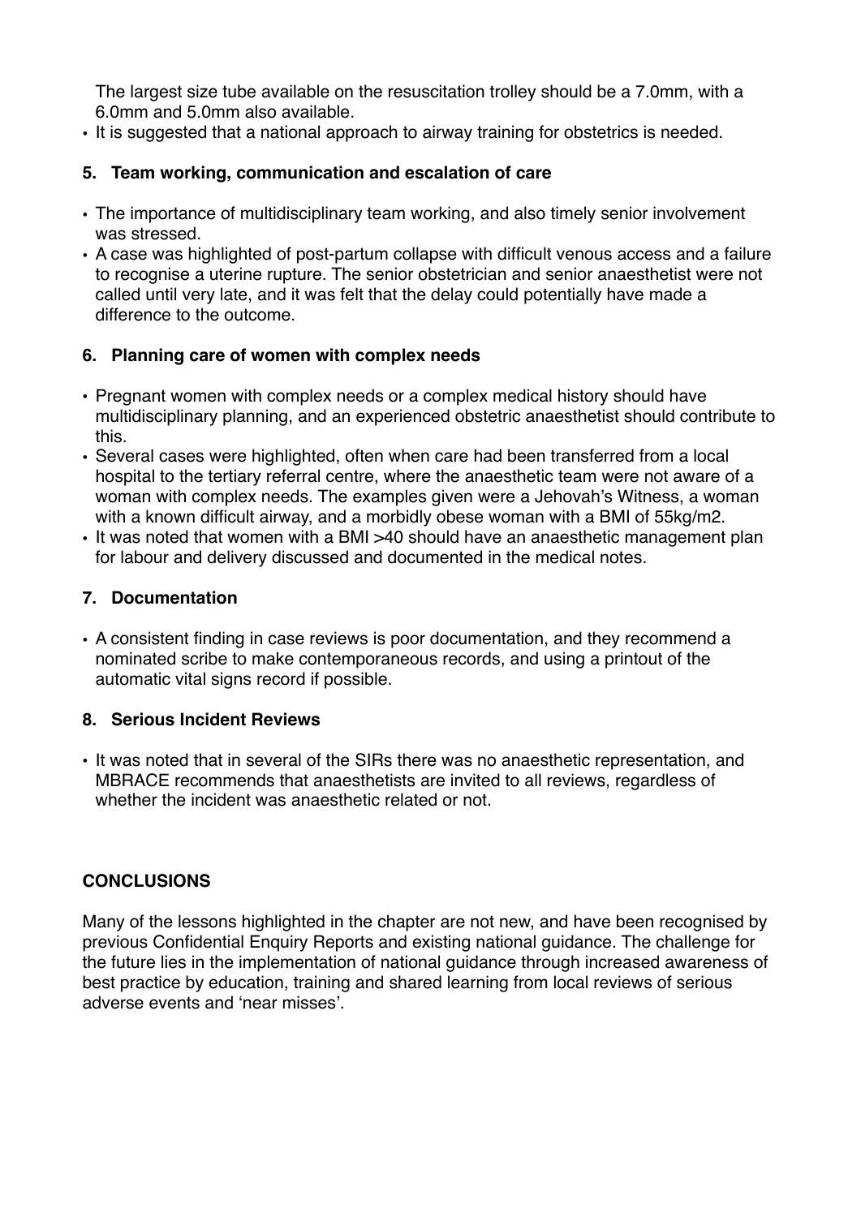The largest size tube available on the resuscitation trolley should be a 7.0mm, with a 6.0mm and 5.0mm also available.

- It is suggested that a national approach to airway training for obstetrics is needed.

### 5. Team working, communication and escalation of care

- The importance of multidisciplinary team working, and also timely senior involvement was stressed.
- A case was highlighted of post-partum collapse with difficult venous access and a failure to recognise a uterine rupture. The senior obstetrician and senior anaesthetist were not called until very late, and it was felt that the delay could potentially have made a difference to the outcome.

### 6. Planning care of women with complex needs

- Pregnant women with complex needs or a complex medical history should have multidisciplinary planning, and an experienced obstetric anaesthetist should contribute to this.
- Several cases were highlighted, often when care had been transferred from a local hospital to the tertiary referral centre, where the anaesthetic team were not aware of a woman with complex needs. The examples given were a Jehovah's Witness, a woman with a known difficult airway, and a morbidly obese woman with a BMI of 55kg/m2.
- It was noted that women with a BMI >40 should have an anaesthetic management plan for labour and delivery discussed and documented in the medical notes.

### 7. Documentation

- A consistent finding in case reviews is poor documentation, and they recommend a nominated scribe to make contemporaneous records, and using a printout of the automatic vital signs record if possible.

### 8. Serious Incident Reviews

- It was noted that in several of the SIRs there was no anaesthetic representation, and MBRACE recommends that anaesthetists are invited to all reviews, regardless of whether the incident was anaesthetic related or not.

## CONCLUSIONS

Many of the lessons highlighted in the chapter are not new, and have been recognised by previous Confidential Enquiry Reports and existing national guidance. The challenge for the future lies in the implementation of national guidance through increased awareness of best practice by education, training and shared learning from local reviews of serious adverse events and 'near misses'.